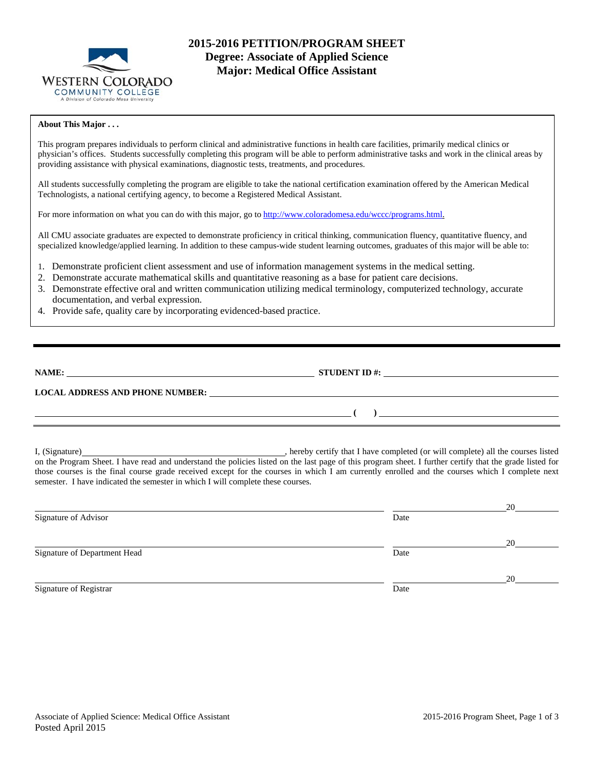# 2015-2016 PETITION/PROGRAM SHEET
## Degree: Associate of Applied Science
## Major: Medical Office Assistant

WESTERN COLORADO COMMUNITY COLLEGE
A Division of Colorado Mesa University

**About This Major . . .**

This program prepares individuals to perform clinical and administrative functions in health care facilities, primarily medical clinics or physician's offices. Students successfully completing this program will be able to perform administrative tasks and work in the clinical areas by providing assistance with physical examinations, diagnostic tests, treatments, and procedures.

All students successfully completing the program are eligible to take the national certification examination offered by the American Medical Technologists, a national certifying agency, to become a Registered Medical Assistant.

For more information on what you can do with this major, go to http://www.coloradomesa.edu/wccc/programs.html.

All CMU associate graduates are expected to demonstrate proficiency in critical thinking, communication fluency, quantitative fluency, and specialized knowledge/applied learning. In addition to these campus-wide student learning outcomes, graduates of this major will be able to:

1. Demonstrate proficient client assessment and use of information management systems in the medical setting.
2. Demonstrate accurate mathematical skills and quantitative reasoning as a base for patient care decisions.
3. Demonstrate effective oral and written communication utilizing medical terminology, computerized technology, accurate documentation, and verbal expression.
4. Provide safe, quality care by incorporating evidenced-based practice.

---

**NAME:** ____________________ **STUDENT ID #:** ____________________

**LOCAL ADDRESS AND PHONE NUMBER:** ____________________

____________________ **( )** ____________________

I, (Signature) ____________________, hereby certify that I have completed (or will complete) all the courses listed on the Program Sheet. I have read and understand the policies listed on the last page of this program sheet. I further certify that the grade listed for those courses is the final course grade received except for the courses in which I am currently enrolled and the courses which I complete next semester. I have indicated the semester in which I will complete these courses.

____________________ ____________________ 20______
Signature of Advisor Date

____________________ ____________________ 20______
Signature of Department Head Date

____________________ ____________________ 20______
Signature of Registrar Date

Associate of Applied Science: Medical Office Assistant
Posted April 2015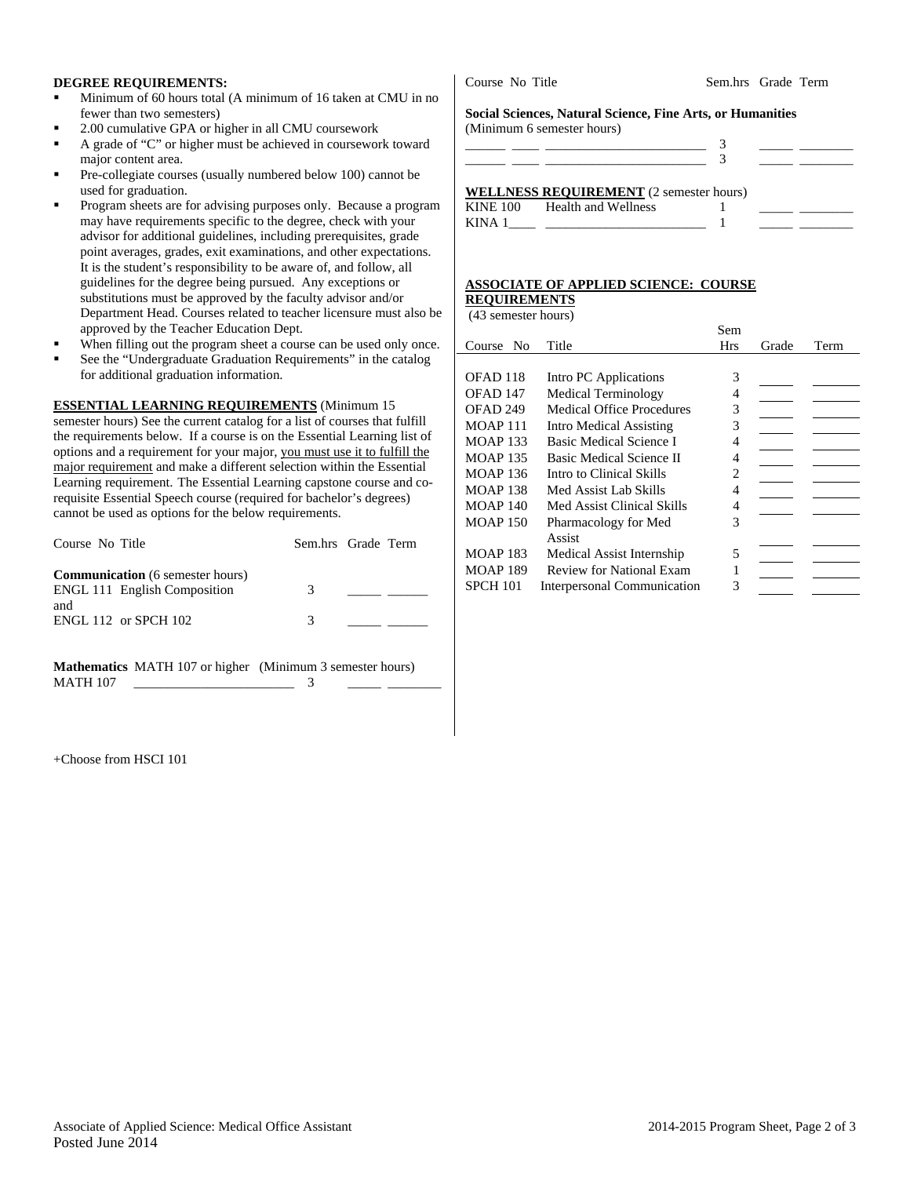**DEGREE REQUIREMENTS:**

- Minimum of 60 hours total (A minimum of 16 taken at CMU in no fewer than two semesters)
- 2.00 cumulative GPA or higher in all CMU coursework
- A grade of "C" or higher must be achieved in coursework toward major content area.
- Pre-collegiate courses (usually numbered below 100) cannot be used for graduation.
- Program sheets are for advising purposes only. Because a program may have requirements specific to the degree, check with your advisor for additional guidelines, including prerequisites, grade point averages, grades, exit examinations, and other expectations. It is the student's responsibility to be aware of, and follow, all guidelines for the degree being pursued. Any exceptions or substitutions must be approved by the faculty advisor and/or Department Head. Courses related to teacher licensure must also be approved by the Teacher Education Dept.
- When filling out the program sheet a course can be used only once.
- See the "Undergraduate Graduation Requirements" in the catalog for additional graduation information.

**ESSENTIAL LEARNING REQUIREMENTS** (Minimum 15 semester hours) See the current catalog for a list of courses that fulfill the requirements below. If a course is on the Essential Learning list of options and a requirement for your major, you must use it to fulfill the major requirement and make a different selection within the Essential Learning requirement. The Essential Learning capstone course and co-requisite Essential Speech course (required for bachelor's degrees) cannot be used as options for the below requirements.

| Course No | Title | Sem.hrs | Grade | Term |
|---|---|---|---|---|
| **Communication** (6 semester hours) | | | | |
| ENGL 111 | English Composition | 3 | _____ | ______ |
| and | | | | |
| ENGL 112 or SPCH 102 | | 3 | _____ | ______ |
| **Mathematics** MATH 107 or higher (Minimum 3 semester hours) | | | | |
| MATH 107 | ________________________ | 3 | _____ | ________ |

| Course No | Title | Sem.hrs | Grade | Term |
|---|---|---|---|---|
| **Social Sciences, Natural Science, Fine Arts, or Humanities** (Minimum 6 semester hours) | | | | |
| ______ ____ | ________________________ | 3 | _____ | ________ |
| ______ ____ | ________________________ | 3 | _____ | ________ |

**WELLNESS REQUIREMENT** (2 semester hours)

| Course No | Title | Sem.hrs | Grade | Term |
|---|---|---|---|---|
| KINE 100 | Health and Wellness | 1 | _____ | ________ |
| KINA 1____ | ________________________ | 1 | _____ | ________ |

**ASSOCIATE OF APPLIED SCIENCE: COURSE REQUIREMENTS**
(43 semester hours)

| Course No | Title | Sem Hrs | Grade | Term |
|---|---|---|---|---|
| OFAD 118 | Intro PC Applications | 3 | | |
| OFAD 147 | Medical Terminology | 4 | | |
| OFAD 249 | Medical Office Procedures | 3 | | |
| MOAP 111 | Intro Medical Assisting | 3 | | |
| MOAP 133 | Basic Medical Science I | 4 | | |
| MOAP 135 | Basic Medical Science II | 4 | | |
| MOAP 136 | Intro to Clinical Skills | 2 | | |
| MOAP 138 | Med Assist Lab Skills | 4 | | |
| MOAP 140 | Med Assist Clinical Skills | 4 | | |
| MOAP 150 | Pharmacology for Med Assist | 3 | | |
| MOAP 183 | Medical Assist Internship | 5 | | |
| MOAP 189 | Review for National Exam | 1 | | |
| SPCH 101 | Interpersonal Communication | 3 | | |

+Choose from HSCI 101

Associate of Applied Science: Medical Office Assistant
Posted June 2014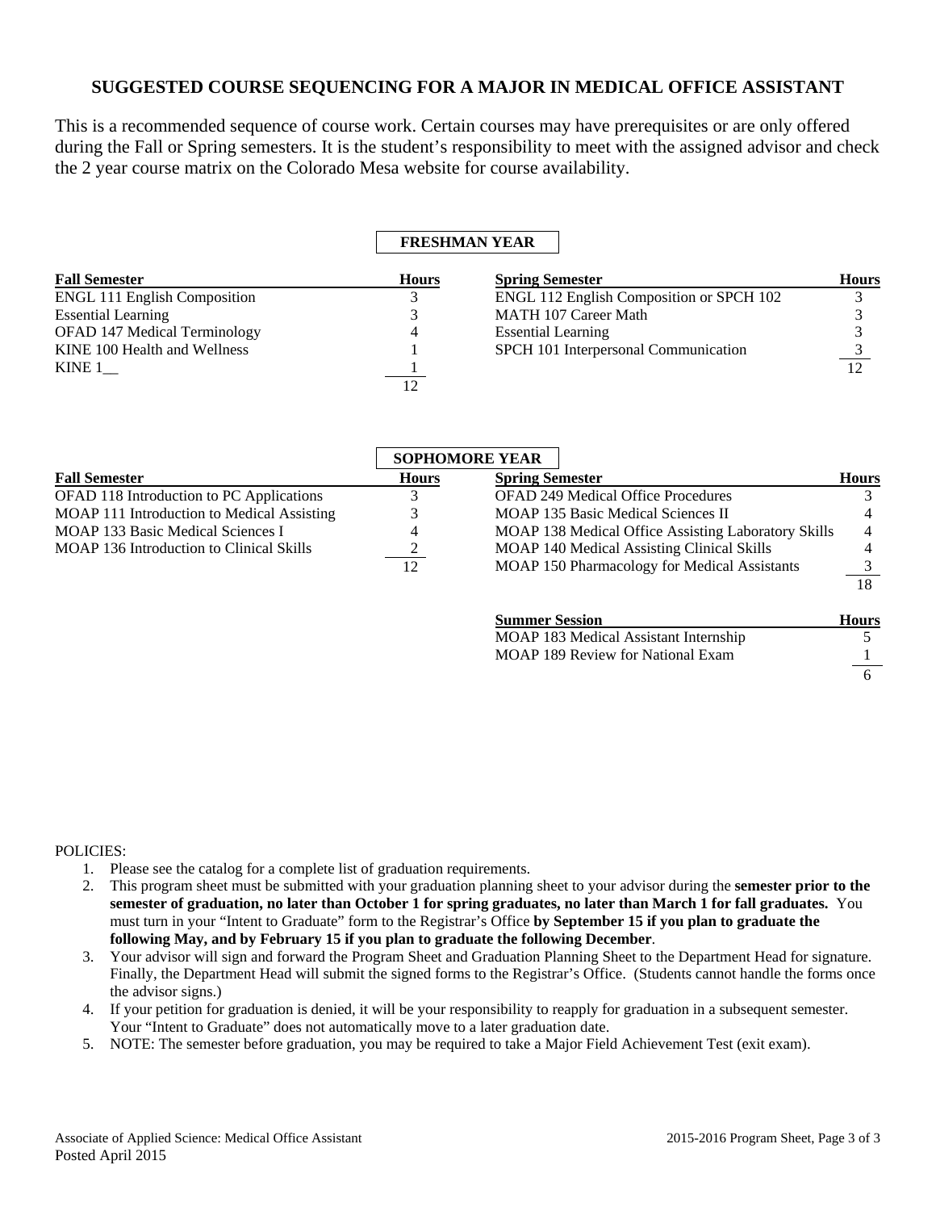## SUGGESTED COURSE SEQUENCING FOR A MAJOR IN MEDICAL OFFICE ASSISTANT

This is a recommended sequence of course work. Certain courses may have prerequisites or are only offered during the Fall or Spring semesters. It is the student's responsibility to meet with the assigned advisor and check the 2 year course matrix on the Colorado Mesa website for course availability.

### FRESHMAN YEAR

| Fall Semester | Hours | Spring Semester | Hours |
|---|---|---|---|
| ENGL 111 English Composition | 3 | ENGL 112 English Composition or SPCH 102 | 3 |
| Essential Learning | 3 | MATH 107 Career Math | 3 |
| OFAD 147 Medical Terminology | 4 | Essential Learning | 3 |
| KINE 100 Health and Wellness | 1 | SPCH 101 Interpersonal Communication | 3 |
| KINE 1__ | 1 | | 12 |
| | 12 | | |

### SOPHOMORE YEAR

| Fall Semester | Hours | Spring Semester | Hours |
|---|---|---|---|
| OFAD 118 Introduction to PC Applications | 3 | OFAD 249 Medical Office Procedures | 3 |
| MOAP 111 Introduction to Medical Assisting | 3 | MOAP 135 Basic Medical Sciences II | 4 |
| MOAP 133 Basic Medical Sciences I | 4 | MOAP 138 Medical Office Assisting Laboratory Skills | 4 |
| MOAP 136 Introduction to Clinical Skills | 2 | MOAP 140 Medical Assisting Clinical Skills | 4 |
| | 12 | MOAP 150 Pharmacology for Medical Assistants | 3 |
| | | | 18 |

| Summer Session | Hours |
|---|---|
| MOAP 183 Medical Assistant Internship | 5 |
| MOAP 189 Review for National Exam | 1 |
| | 6 |

POLICIES:

1. Please see the catalog for a complete list of graduation requirements.
2. This program sheet must be submitted with your graduation planning sheet to your advisor during the **semester prior to the semester of graduation, no later than October 1 for spring graduates, no later than March 1 for fall graduates.** You must turn in your "Intent to Graduate" form to the Registrar's Office **by September 15 if you plan to graduate the following May, and by February 15 if you plan to graduate the following December**.
3. Your advisor will sign and forward the Program Sheet and Graduation Planning Sheet to the Department Head for signature. Finally, the Department Head will submit the signed forms to the Registrar's Office. (Students cannot handle the forms once the advisor signs.)
4. If your petition for graduation is denied, it will be your responsibility to reapply for graduation in a subsequent semester. Your "Intent to Graduate" does not automatically move to a later graduation date.
5. NOTE: The semester before graduation, you may be required to take a Major Field Achievement Test (exit exam).

Associate of Applied Science: Medical Office Assistant
Posted April 2015